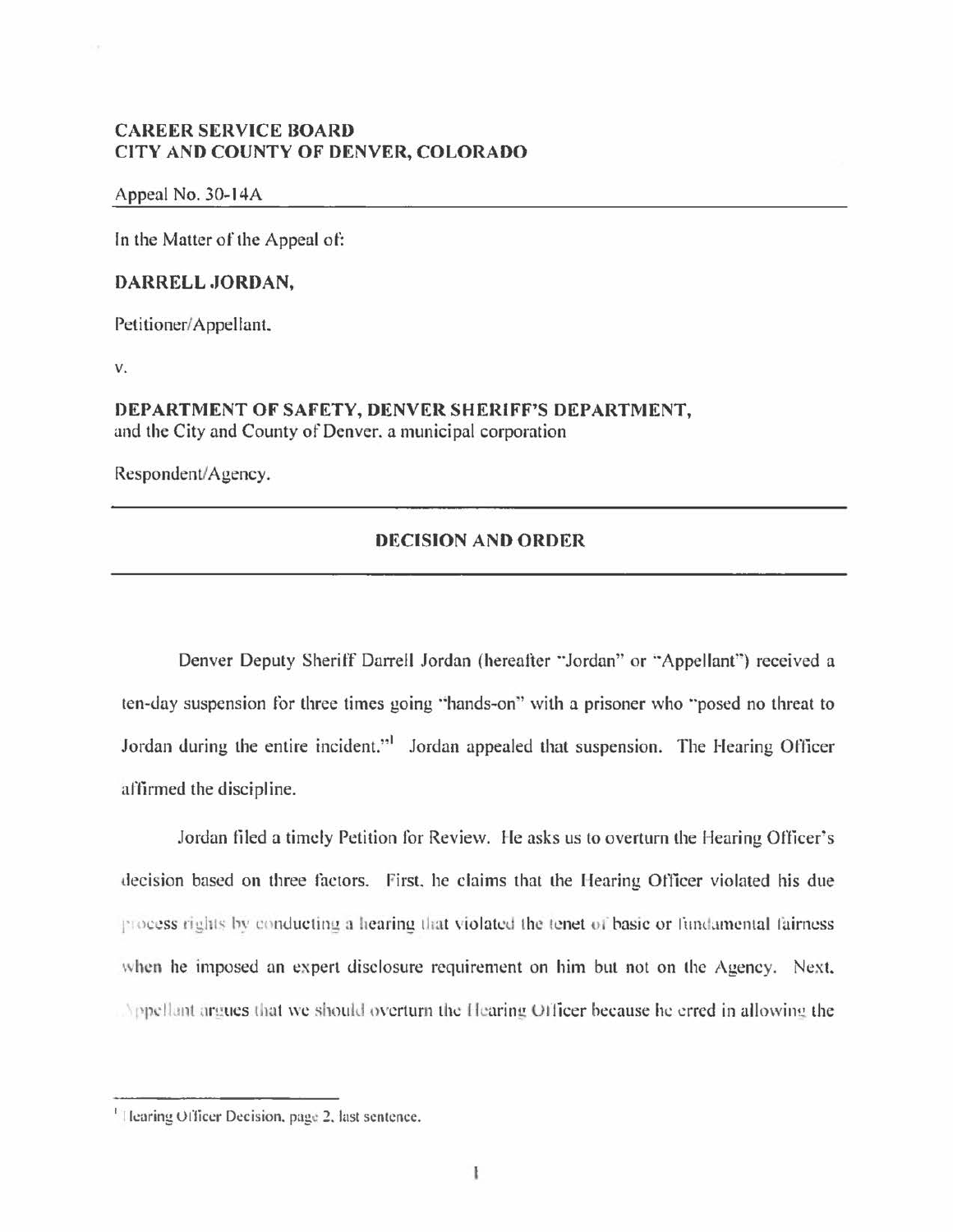**CAREER SERVICE BOARD**
**CITY AND COUNTY OF DENVER, COLORADO**

Appeal No. 30-14A

In the Matter of the Appeal of:

**DARRELL JORDAN,**

Petitioner/Appellant,

v.

**DEPARTMENT OF SAFETY, DENVER SHERIFF'S DEPARTMENT,**
and the City and County of Denver, a municipal corporation

Respondent/Agency.

---

## DECISION AND ORDER

---

Denver Deputy Sheriff Darrell Jordan (hereafter "Jordan" or "Appellant") received a ten-day suspension for three times going "hands-on" with a prisoner who "posed no threat to Jordan during the entire incident."[1] Jordan appealed that suspension. The Hearing Officer affirmed the discipline.

Jordan filed a timely Petition for Review. He asks us to overturn the Hearing Officer's decision based on three factors. First, he claims that the Hearing Officer violated his due process rights by conducting a hearing that violated the tenet of basic or fundamental fairness when he imposed an expert disclosure requirement on him but not on the Agency. Next, Appellant argues that we should overturn the Hearing Officer because he erred in allowing the

---

[1] Hearing Officer Decision, page 2, last sentence.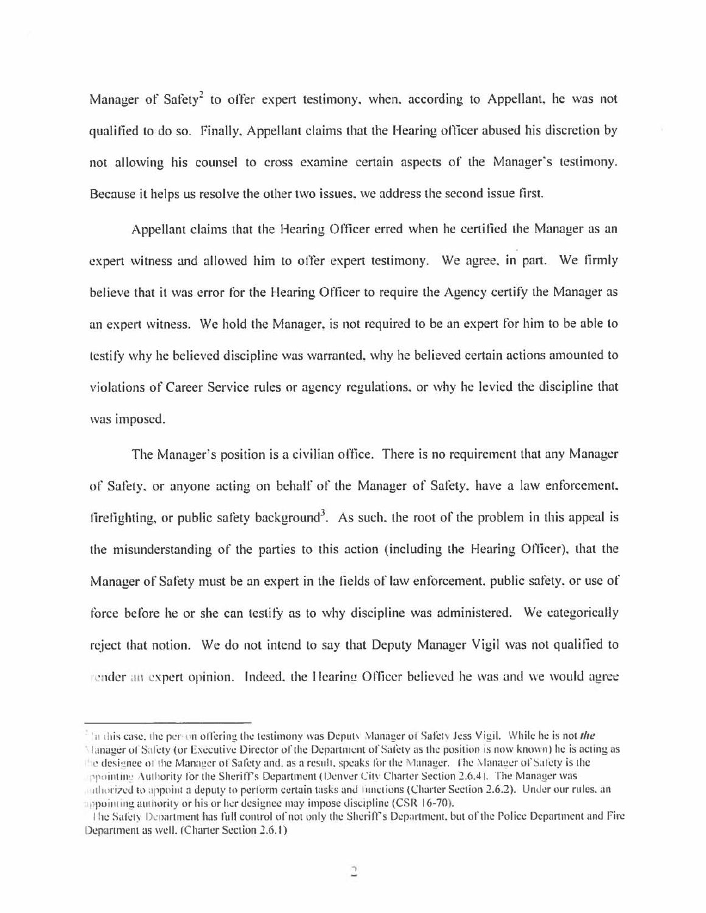Manager of Safety[2] to offer expert testimony, when, according to Appellant, he was not qualified to do so. Finally, Appellant claims that the Hearing officer abused his discretion by not allowing his counsel to cross examine certain aspects of the Manager's testimony. Because it helps us resolve the other two issues, we address the second issue first.

Appellant claims that the Hearing Officer erred when he certified the Manager as an expert witness and allowed him to offer expert testimony. We agree, in part. We firmly believe that it was error for the Hearing Officer to require the Agency certify the Manager as an expert witness. We hold the Manager, is not required to be an expert for him to be able to testify why he believed discipline was warranted, why he believed certain actions amounted to violations of Career Service rules or agency regulations, or why he levied the discipline that was imposed.

The Manager's position is a civilian office. There is no requirement that any Manager of Safety, or anyone acting on behalf of the Manager of Safety, have a law enforcement, firefighting, or public safety background[3]. As such, the root of the problem in this appeal is the misunderstanding of the parties to this action (including the Hearing Officer), that the Manager of Safety must be an expert in the fields of law enforcement, public safety, or use of force before he or she can testify as to why discipline was administered. We categorically reject that notion. We do not intend to say that Deputy Manager Vigil was not qualified to render an expert opinion. Indeed, the Hearing Officer believed he was and we would agree

---

[2] In this case, the person offering the testimony was Deputy Manager of Safety Jess Vigil. While he is not *the* Manager of Safety (or Executive Director of the Department of Safety as the position is now known) he is acting as the designee of the Manager of Safety and, as a result, speaks for the Manager. The Manager of Safety is the Appointing Authority for the Sheriff's Department (Denver City Charter Section 2.6.4). The Manager was authorized to appoint a deputy to perform certain tasks and functions (Charter Section 2.6.2). Under our rules, an appointing authority or his or her designee may impose discipline (CSR 16-70).

[3] The Safety Department has full control of not only the Sheriff's Department, but of the Police Department and Fire Department as well. (Charter Section 2.6.1)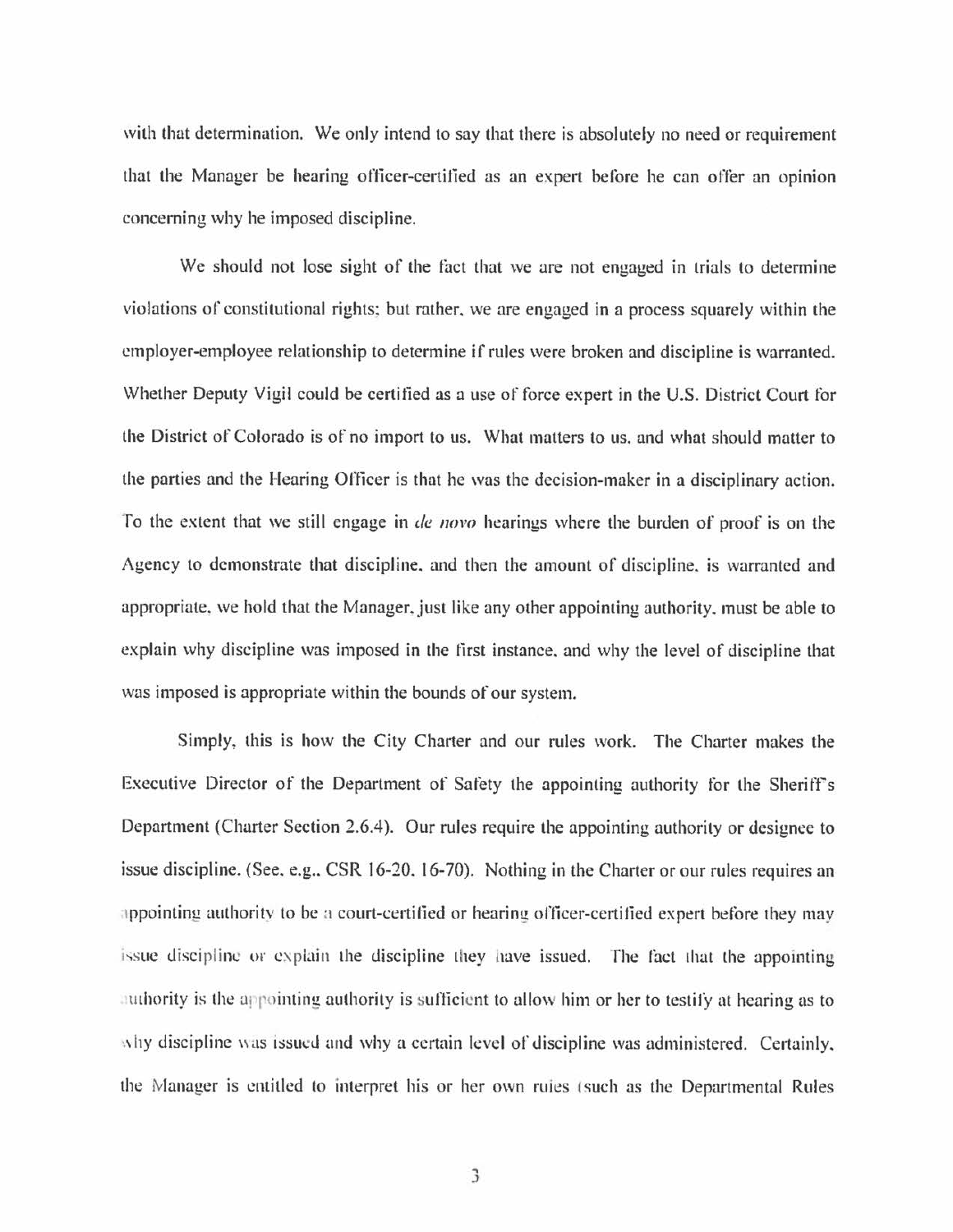with that determination. We only intend to say that there is absolutely no need or requirement that the Manager be hearing officer-certified as an expert before he can offer an opinion concerning why he imposed discipline.

We should not lose sight of the fact that we are not engaged in trials to determine violations of constitutional rights; but rather, we are engaged in a process squarely within the employer-employee relationship to determine if rules were broken and discipline is warranted. Whether Deputy Vigil could be certified as a use of force expert in the U.S. District Court for the District of Colorado is of no import to us. What matters to us, and what should matter to the parties and the Hearing Officer is that he was the decision-maker in a disciplinary action. To the extent that we still engage in *de novo* hearings where the burden of proof is on the Agency to demonstrate that discipline, and then the amount of discipline, is warranted and appropriate, we hold that the Manager, just like any other appointing authority, must be able to explain why discipline was imposed in the first instance, and why the level of discipline that was imposed is appropriate within the bounds of our system.

Simply, this is how the City Charter and our rules work. The Charter makes the Executive Director of the Department of Safety the appointing authority for the Sheriff's Department (Charter Section 2.6.4). Our rules require the appointing authority or designee to issue discipline. (See, e.g., CSR 16-20, 16-70). Nothing in the Charter or our rules requires an appointing authority to be a court-certified or hearing officer-certified expert before they may issue discipline or explain the discipline they have issued. The fact that the appointing authority is the appointing authority is sufficient to allow him or her to testify at hearing as to why discipline was issued and why a certain level of discipline was administered. Certainly, the Manager is entitled to interpret his or her own rules (such as the Departmental Rules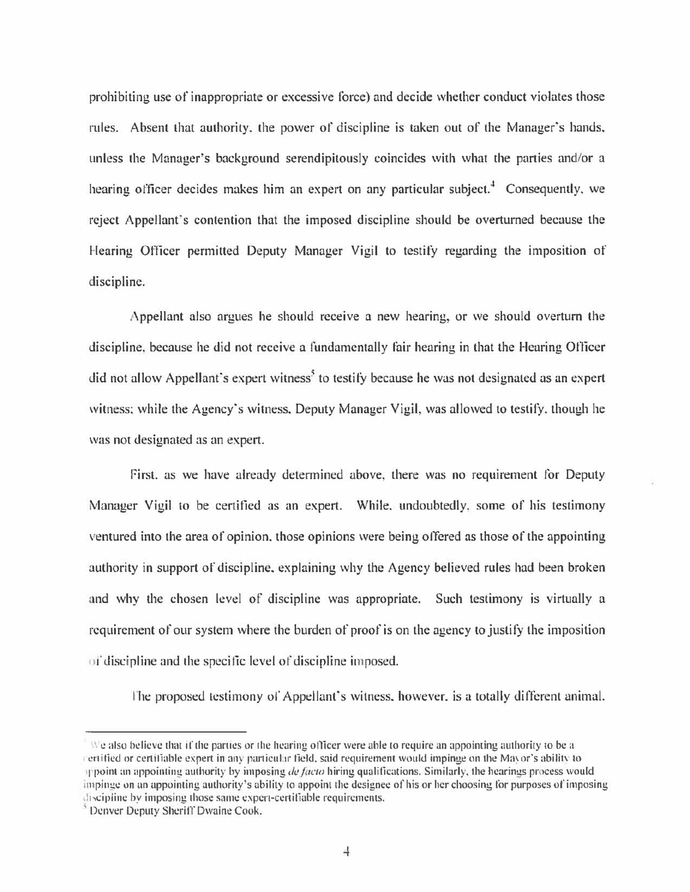prohibiting use of inappropriate or excessive force) and decide whether conduct violates those rules. Absent that authority, the power of discipline is taken out of the Manager's hands, unless the Manager's background serendipitously coincides with what the parties and/or a hearing officer decides makes him an expert on any particular subject.[4] Consequently, we reject Appellant's contention that the imposed discipline should be overturned because the Hearing Officer permitted Deputy Manager Vigil to testify regarding the imposition of discipline.

Appellant also argues he should receive a new hearing, or we should overturn the discipline, because he did not receive a fundamentally fair hearing in that the Hearing Officer did not allow Appellant's expert witness[5] to testify because he was not designated as an expert witness; while the Agency's witness, Deputy Manager Vigil, was allowed to testify, though he was not designated as an expert.

First, as we have already determined above, there was no requirement for Deputy Manager Vigil to be certified as an expert. While, undoubtedly, some of his testimony ventured into the area of opinion, those opinions were being offered as those of the appointing authority in support of discipline, explaining why the Agency believed rules had been broken and why the chosen level of discipline was appropriate. Such testimony is virtually a requirement of our system where the burden of proof is on the agency to justify the imposition of discipline and the specific level of discipline imposed.

The proposed testimony of Appellant's witness, however, is a totally different animal.

---

[4] We also believe that if the parties or the hearing officer were able to require an appointing authority to be a certified or certifiable expert in any particular field, said requirement would impinge on the Mayor's ability to appoint an appointing authority by imposing *de facto* hiring qualifications. Similarly, the hearings process would impinge on an appointing authority's ability to appoint the designee of his or her choosing for purposes of imposing discipline by imposing those same expert-certifiable requirements.

[5] Denver Deputy Sheriff Dwaine Cook.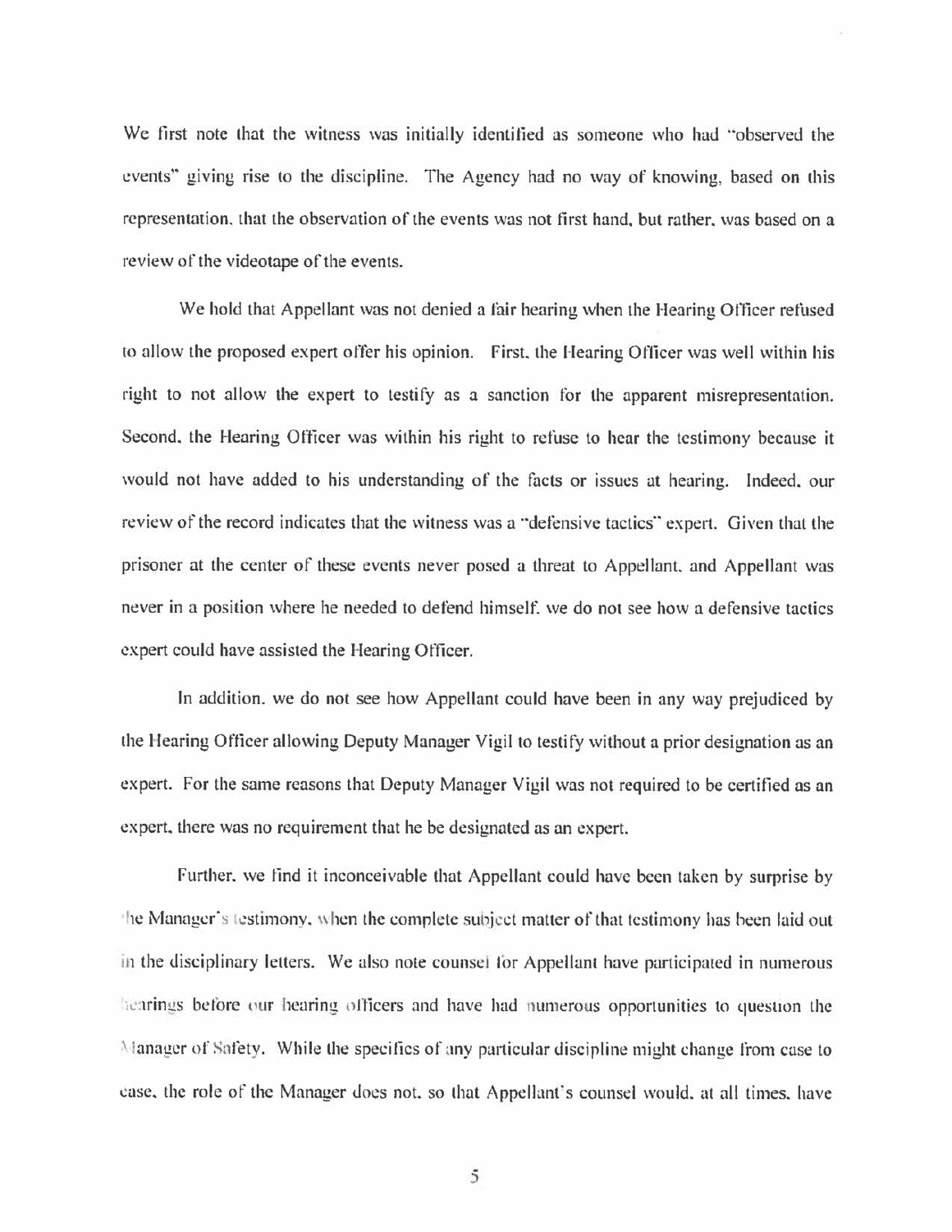We first note that the witness was initially identified as someone who had "observed the events" giving rise to the discipline. The Agency had no way of knowing, based on this representation, that the observation of the events was not first hand, but rather, was based on a review of the videotape of the events.

We hold that Appellant was not denied a fair hearing when the Hearing Officer refused to allow the proposed expert offer his opinion. First, the Hearing Officer was well within his right to not allow the expert to testify as a sanction for the apparent misrepresentation. Second, the Hearing Officer was within his right to refuse to hear the testimony because it would not have added to his understanding of the facts or issues at hearing. Indeed, our review of the record indicates that the witness was a "defensive tactics" expert. Given that the prisoner at the center of these events never posed a threat to Appellant, and Appellant was never in a position where he needed to defend himself, we do not see how a defensive tactics expert could have assisted the Hearing Officer.

In addition, we do not see how Appellant could have been in any way prejudiced by the Hearing Officer allowing Deputy Manager Vigil to testify without a prior designation as an expert. For the same reasons that Deputy Manager Vigil was not required to be certified as an expert, there was no requirement that he be designated as an expert.

Further, we find it inconceivable that Appellant could have been taken by surprise by the Manager's testimony, when the complete subject matter of that testimony has been laid out in the disciplinary letters. We also note counsel for Appellant have participated in numerous hearings before our hearing officers and have had numerous opportunities to question the Manager of Safety. While the specifics of any particular discipline might change from case to case, the role of the Manager does not, so that Appellant's counsel would, at all times, have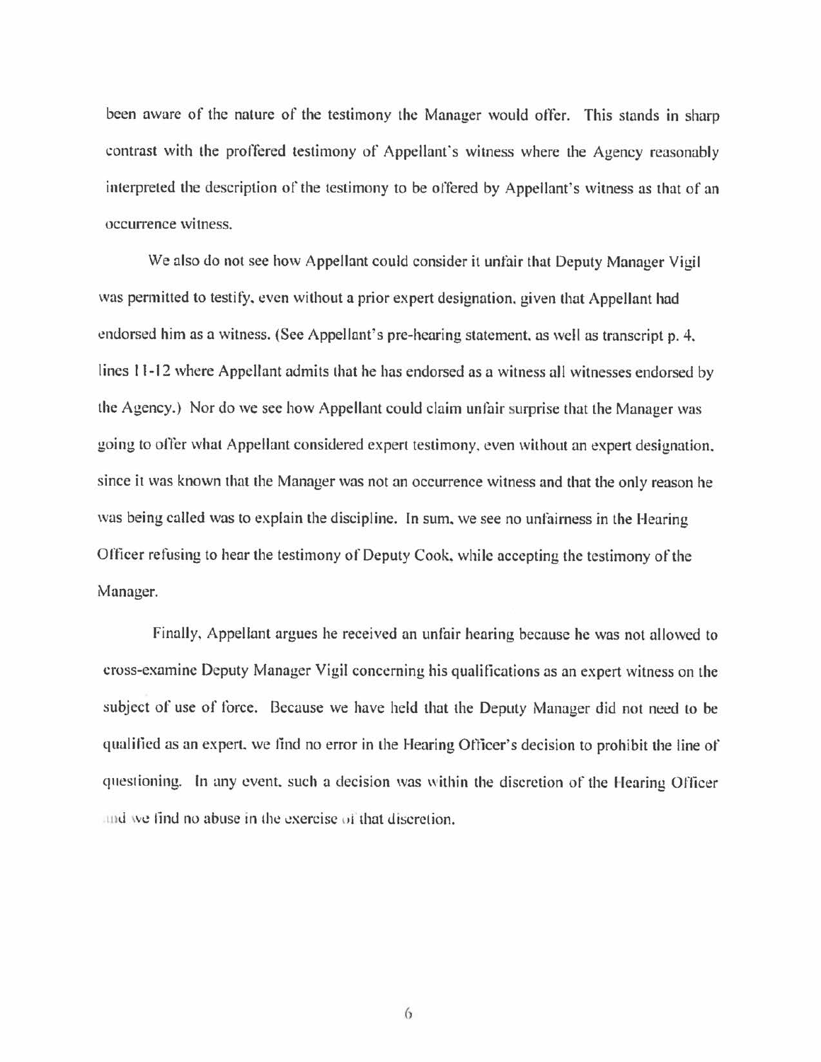been aware of the nature of the testimony the Manager would offer. This stands in sharp contrast with the proffered testimony of Appellant's witness where the Agency reasonably interpreted the description of the testimony to be offered by Appellant's witness as that of an occurrence witness.

We also do not see how Appellant could consider it unfair that Deputy Manager Vigil was permitted to testify, even without a prior expert designation, given that Appellant had endorsed him as a witness. (See Appellant's pre-hearing statement, as well as transcript p. 4, lines 11-12 where Appellant admits that he has endorsed as a witness all witnesses endorsed by the Agency.) Nor do we see how Appellant could claim unfair surprise that the Manager was going to offer what Appellant considered expert testimony, even without an expert designation, since it was known that the Manager was not an occurrence witness and that the only reason he was being called was to explain the discipline. In sum, we see no unfairness in the Hearing Officer refusing to hear the testimony of Deputy Cook, while accepting the testimony of the Manager.

Finally, Appellant argues he received an unfair hearing because he was not allowed to cross-examine Deputy Manager Vigil concerning his qualifications as an expert witness on the subject of use of force. Because we have held that the Deputy Manager did not need to be qualified as an expert, we find no error in the Hearing Officer's decision to prohibit the line of questioning. In any event, such a decision was within the discretion of the Hearing Officer and we find no abuse in the exercise of that discretion.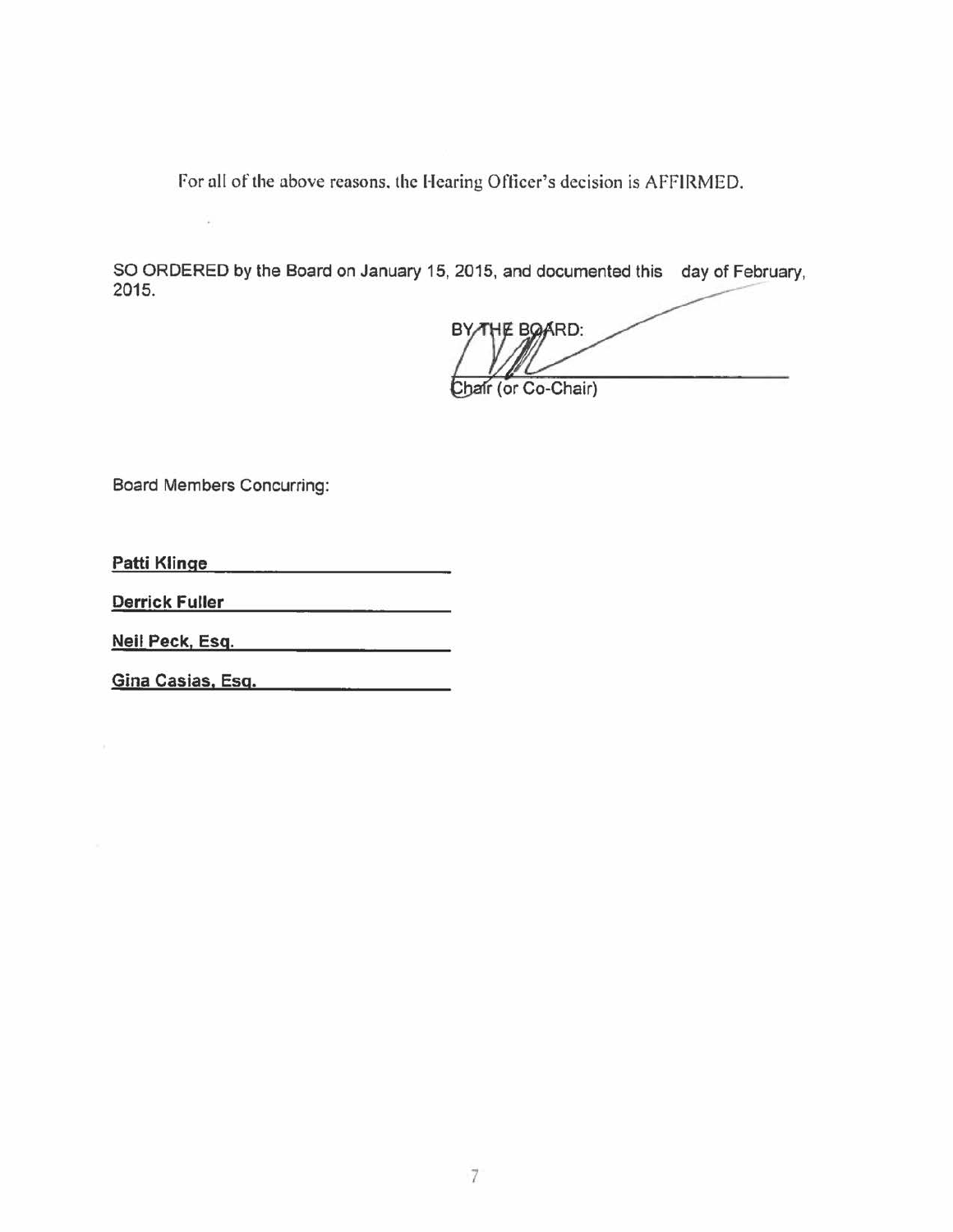For all of the above reasons, the Hearing Officer's decision is AFFIRMED.

SO ORDERED by the Board on January 15, 2015, and documented this day of February, 2015.

BY THE BOARD:

Chair (or Co-Chair)

Board Members Concurring:

**Patti Klinge**

**Derrick Fuller**

**Neil Peck, Esq.**

**Gina Casias, Esq.**